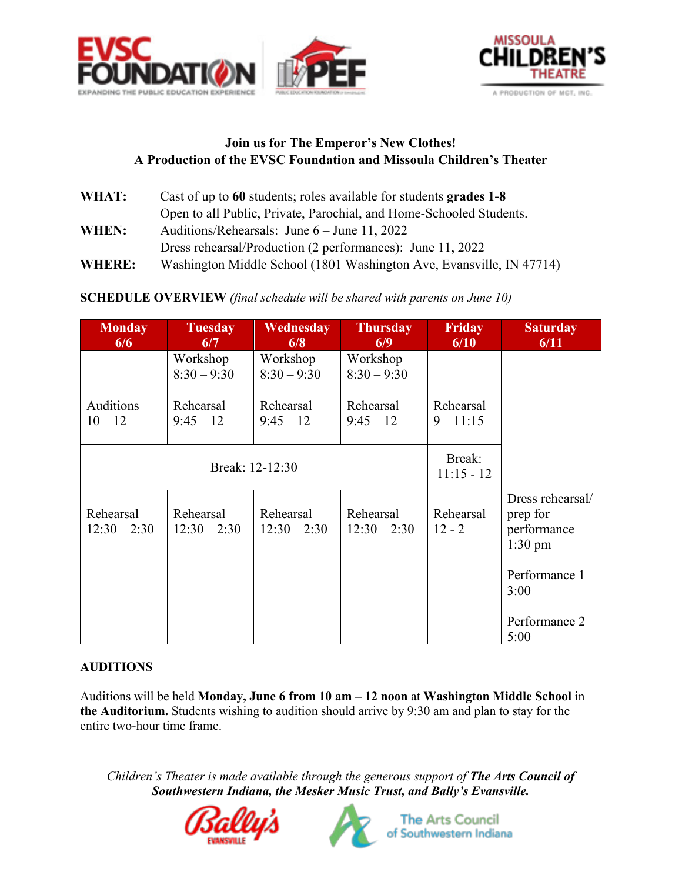**Join us for The Emperor's New Clothes!**
**A Production of the EVSC Foundation and Missoula Children's Theater**

**WHAT:** Cast of up to **60** students; roles available for students **grades 1-8**
Open to all Public, Private, Parochial, and Home-Schooled Students.

**WHEN:** Auditions/Rehearsals: June 6 – June 11, 2022
Dress rehearsal/Production (2 performances): June 11, 2022

**WHERE:** Washington Middle School (1801 Washington Ave, Evansville, IN 47714)

**SCHEDULE OVERVIEW** *(final schedule will be shared with parents on June 10)*

| Monday 6/6 | Tuesday 6/7 | Wednesday 6/8 | Thursday 6/9 | Friday 6/10 | Saturday 6/11 |
|---|---|---|---|---|---|
| | Workshop 8:30 – 9:30 | Workshop 8:30 – 9:30 | Workshop 8:30 – 9:30 | | |
| Auditions 10 – 12 | Rehearsal 9:45 – 12 | Rehearsal 9:45 – 12 | Rehearsal 9:45 – 12 | Rehearsal 9 – 11:15 | |
| Break: 12-12:30 | | | | Break: 11:15 - 12 | |
| Rehearsal 12:30 – 2:30 | Rehearsal 12:30 – 2:30 | Rehearsal 12:30 – 2:30 | Rehearsal 12:30 – 2:30 | Rehearsal 12 - 2 | Dress rehearsal/ prep for performance 1:30 pm<br><br>Performance 1 3:00<br><br>Performance 2 5:00 |

**AUDITIONS**

Auditions will be held **Monday, June 6 from 10 am – 12 noon** at **Washington Middle School** in **the Auditorium.** Students wishing to audition should arrive by 9:30 am and plan to stay for the entire two-hour time frame.

*Children's Theater is made available through the generous support of* ***The Arts Council of Southwestern Indiana, the Mesker Music Trust, and Bally's Evansville.***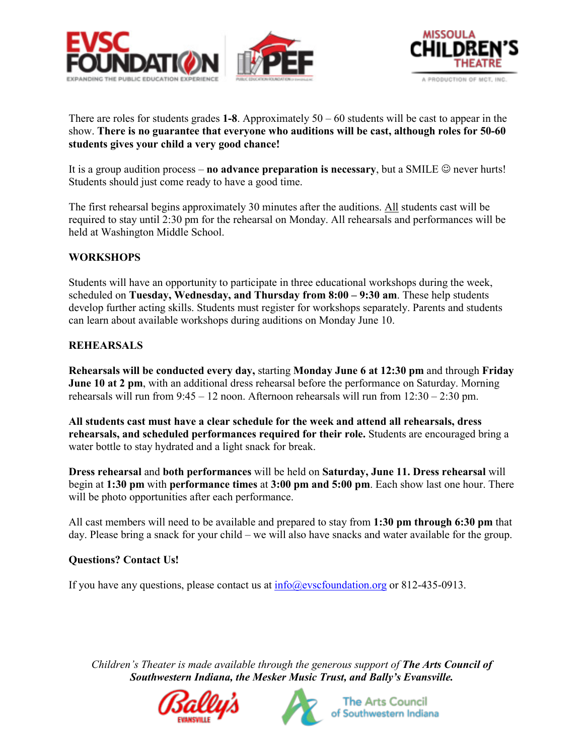There are roles for students grades **1-8**. Approximately 50 – 60 students will be cast to appear in the show. **There is no guarantee that everyone who auditions will be cast, although roles for 50-60 students gives your child a very good chance!**

It is a group audition process – **no advance preparation is necessary**, but a SMILE ☺ never hurts! Students should just come ready to have a good time.

The first rehearsal begins approximately 30 minutes after the auditions. All students cast will be required to stay until 2:30 pm for the rehearsal on Monday. All rehearsals and performances will be held at Washington Middle School.

**WORKSHOPS**

Students will have an opportunity to participate in three educational workshops during the week, scheduled on **Tuesday, Wednesday, and Thursday from 8:00 – 9:30 am**. These help students develop further acting skills. Students must register for workshops separately. Parents and students can learn about available workshops during auditions on Monday June 10.

**REHEARSALS**

**Rehearsals will be conducted every day,** starting **Monday June 6 at 12:30 pm** and through **Friday June 10 at 2 pm**, with an additional dress rehearsal before the performance on Saturday. Morning rehearsals will run from 9:45 – 12 noon. Afternoon rehearsals will run from 12:30 – 2:30 pm.

**All students cast must have a clear schedule for the week and attend all rehearsals, dress rehearsals, and scheduled performances required for their role.** Students are encouraged bring a water bottle to stay hydrated and a light snack for break.

**Dress rehearsal** and **both performances** will be held on **Saturday, June 11. Dress rehearsal** will begin at **1:30 pm** with **performance times** at **3:00 pm and 5:00 pm**. Each show last one hour. There will be photo opportunities after each performance.

All cast members will need to be available and prepared to stay from **1:30 pm through 6:30 pm** that day. Please bring a snack for your child – we will also have snacks and water available for the group.

**Questions? Contact Us!**

If you have any questions, please contact us at info@evscfoundation.org or 812-435-0913.

*Children's Theater is made available through the generous support of* ***The Arts Council of Southwestern Indiana, the Mesker Music Trust, and Bally's Evansville.***